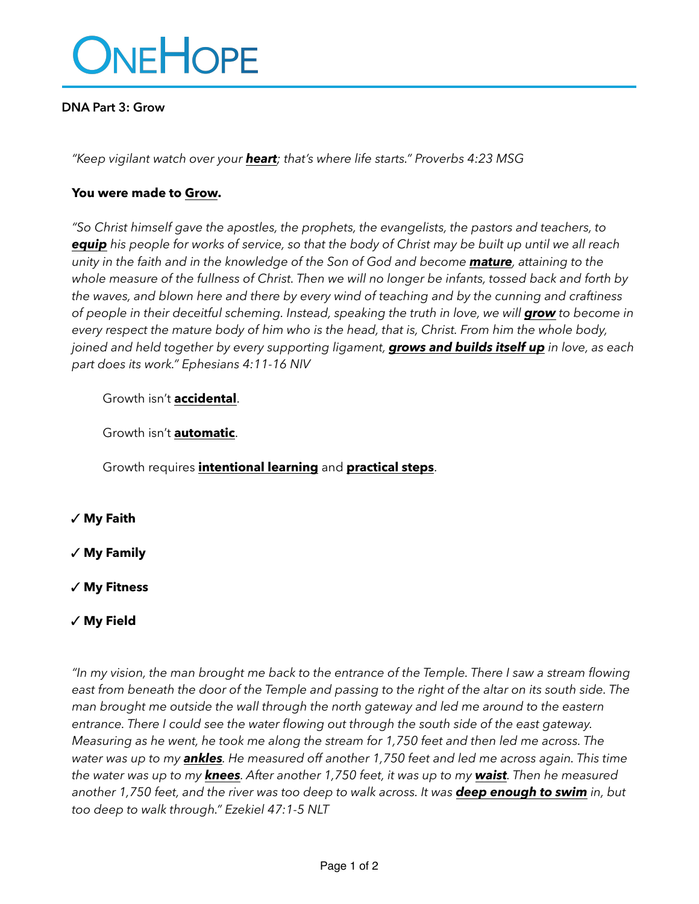# ONEHOPE

**DNA Part 3: Grow**

*"Keep vigilant watch over your* ***heart****; that's where life starts." Proverbs 4:23 MSG*

**You were made to Grow.**

*"So Christ himself gave the apostles, the prophets, the evangelists, the pastors and teachers, to* ***equip*** *his people for works of service, so that the body of Christ may be built up until we all reach unity in the faith and in the knowledge of the Son of God and become* ***mature****, attaining to the whole measure of the fullness of Christ. Then we will no longer be infants, tossed back and forth by the waves, and blown here and there by every wind of teaching and by the cunning and craftiness of people in their deceitful scheming. Instead, speaking the truth in love, we will* ***grow*** *to become in every respect the mature body of him who is the head, that is, Christ. From him the whole body, joined and held together by every supporting ligament,* ***grows and builds itself up*** *in love, as each part does its work." Ephesians 4:11-16 NIV*

Growth isn't **accidental**.

Growth isn't **automatic**.

Growth requires **intentional learning** and **practical steps**.

✓ **My Faith**

✓ **My Family**

✓ **My Fitness**

✓ **My Field**

*"In my vision, the man brought me back to the entrance of the Temple. There I saw a stream flowing east from beneath the door of the Temple and passing to the right of the altar on its south side. The man brought me outside the wall through the north gateway and led me around to the eastern entrance. There I could see the water flowing out through the south side of the east gateway. Measuring as he went, he took me along the stream for 1,750 feet and then led me across. The water was up to my* ***ankles****. He measured off another 1,750 feet and led me across again. This time the water was up to my* ***knees****. After another 1,750 feet, it was up to my* ***waist****. Then he measured another 1,750 feet, and the river was too deep to walk across. It was* ***deep enough to swim*** *in, but too deep to walk through." Ezekiel 47:1-5 NLT*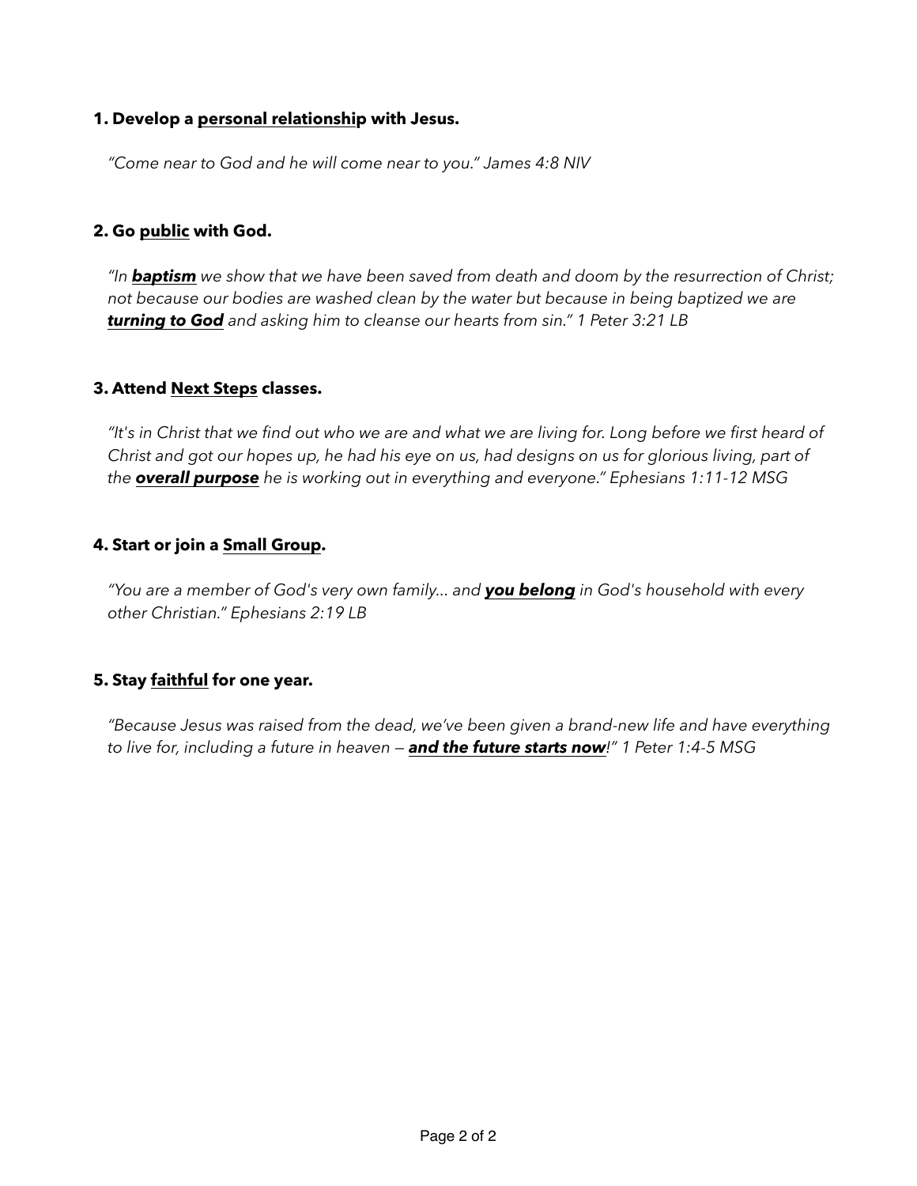**1. Develop a <u>personal relationship</u> with Jesus.**

*"Come near to God and he will come near to you." James 4:8 NIV*

**2. Go <u>public</u> with God.**

*"In **<u>baptism</u>** we show that we have been saved from death and doom by the resurrection of Christ; not because our bodies are washed clean by the water but because in being baptized we are **<u>turning to God</u>** and asking him to cleanse our hearts from sin." 1 Peter 3:21 LB*

**3. Attend <u>Next Steps</u> classes.**

*"It's in Christ that we find out who we are and what we are living for. Long before we first heard of Christ and got our hopes up, he had his eye on us, had designs on us for glorious living, part of the **<u>overall purpose</u>** he is working out in everything and everyone." Ephesians 1:11-12 MSG*

**4. Start or join a <u>Small Group</u>.**

*"You are a member of God's very own family... and **<u>you belong</u>** in God's household with every other Christian." Ephesians 2:19 LB*

**5. Stay <u>faithful</u> for one year.**

*"Because Jesus was raised from the dead, we've been given a brand-new life and have everything to live for, including a future in heaven — **<u>and the future starts now</u>**!" 1 Peter 1:4-5 MSG*